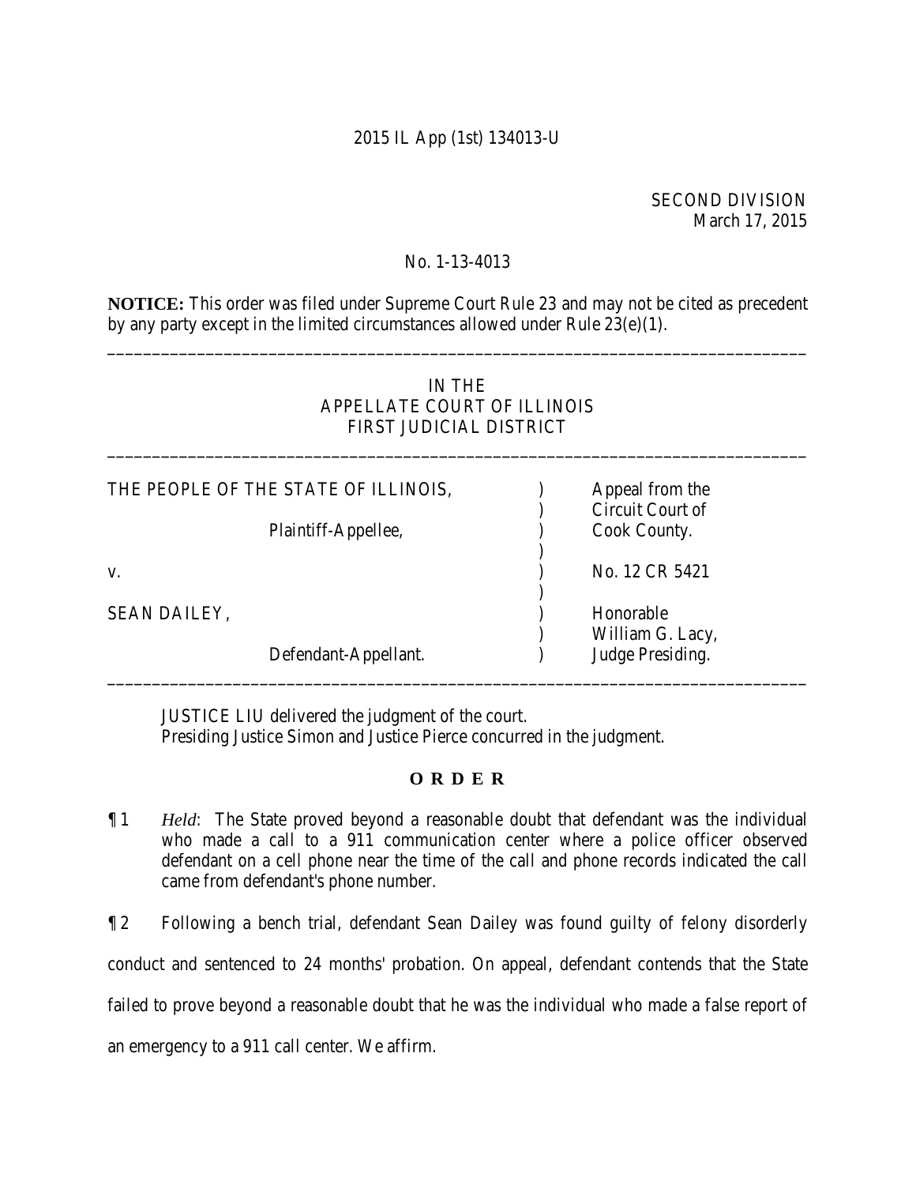2015 IL App (1st) 134013-U

SECOND DIVISION
March 17, 2015

No. 1-13-4013

**NOTICE:** This order was filed under Supreme Court Rule 23 and may not be cited as precedent by any party except in the limited circumstances allowed under Rule 23(e)(1).

---

IN THE
APPELLATE COURT OF ILLINOIS
FIRST JUDICIAL DISTRICT

---

| | | |
|---|---|---|
| THE PEOPLE OF THE STATE OF ILLINOIS, | ) | Appeal from the |
| | ) | Circuit Court of |
| Plaintiff-Appellee, | ) | Cook County. |
| | ) | |
| v. | ) | No. 12 CR 5421 |
| | ) | |
| SEAN DAILEY, | ) | Honorable |
| | ) | William G. Lacy, |
| Defendant-Appellant. | ) | Judge Presiding. |

---

JUSTICE LIU delivered the judgment of the court.
Presiding Justice Simon and Justice Pierce concurred in the judgment.

**O R D E R**

¶ 1 *Held*: The State proved beyond a reasonable doubt that defendant was the individual who made a call to a 911 communication center where a police officer observed defendant on a cell phone near the time of the call and phone records indicated the call came from defendant's phone number.

¶ 2 Following a bench trial, defendant Sean Dailey was found guilty of felony disorderly conduct and sentenced to 24 months' probation. On appeal, defendant contends that the State failed to prove beyond a reasonable doubt that he was the individual who made a false report of an emergency to a 911 call center. We affirm.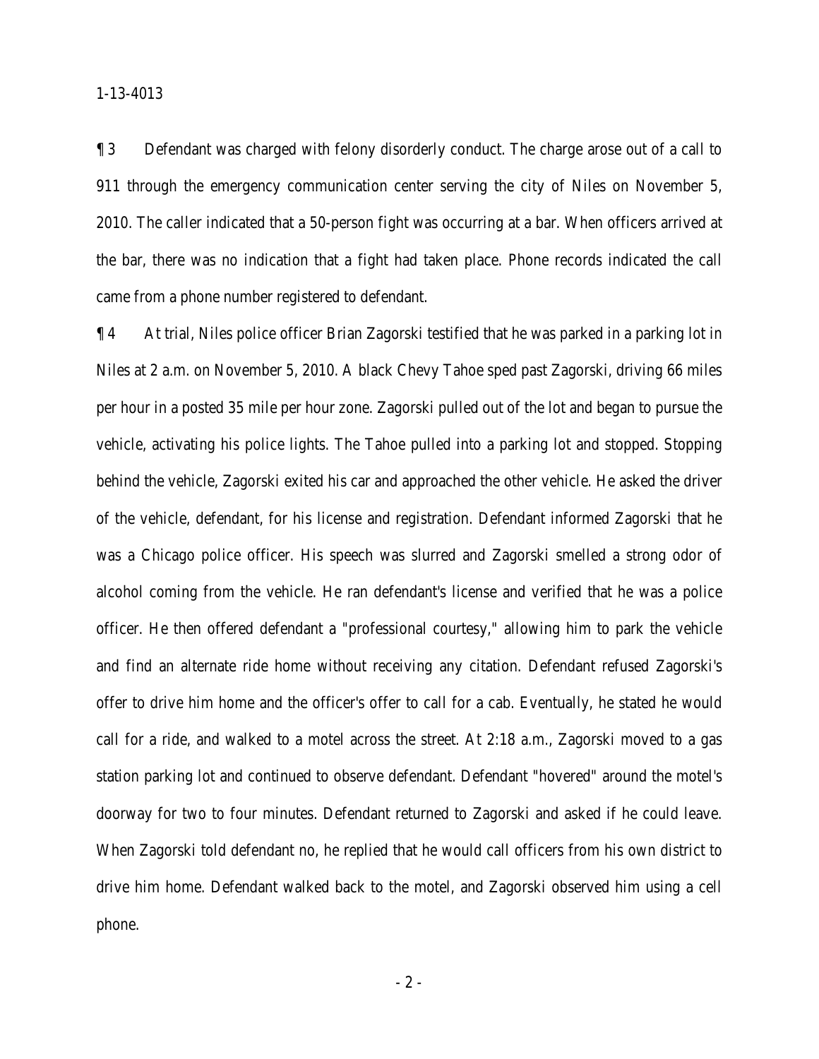¶ 3 Defendant was charged with felony disorderly conduct. The charge arose out of a call to 911 through the emergency communication center serving the city of Niles on November 5, 2010. The caller indicated that a 50-person fight was occurring at a bar. When officers arrived at the bar, there was no indication that a fight had taken place. Phone records indicated the call came from a phone number registered to defendant.

¶ 4 At trial, Niles police officer Brian Zagorski testified that he was parked in a parking lot in Niles at 2 a.m. on November 5, 2010. A black Chevy Tahoe sped past Zagorski, driving 66 miles per hour in a posted 35 mile per hour zone. Zagorski pulled out of the lot and began to pursue the vehicle, activating his police lights. The Tahoe pulled into a parking lot and stopped. Stopping behind the vehicle, Zagorski exited his car and approached the other vehicle. He asked the driver of the vehicle, defendant, for his license and registration. Defendant informed Zagorski that he was a Chicago police officer. His speech was slurred and Zagorski smelled a strong odor of alcohol coming from the vehicle. He ran defendant's license and verified that he was a police officer. He then offered defendant a "professional courtesy," allowing him to park the vehicle and find an alternate ride home without receiving any citation. Defendant refused Zagorski's offer to drive him home and the officer's offer to call for a cab. Eventually, he stated he would call for a ride, and walked to a motel across the street. At 2:18 a.m., Zagorski moved to a gas station parking lot and continued to observe defendant. Defendant "hovered" around the motel's doorway for two to four minutes. Defendant returned to Zagorski and asked if he could leave. When Zagorski told defendant no, he replied that he would call officers from his own district to drive him home. Defendant walked back to the motel, and Zagorski observed him using a cell phone.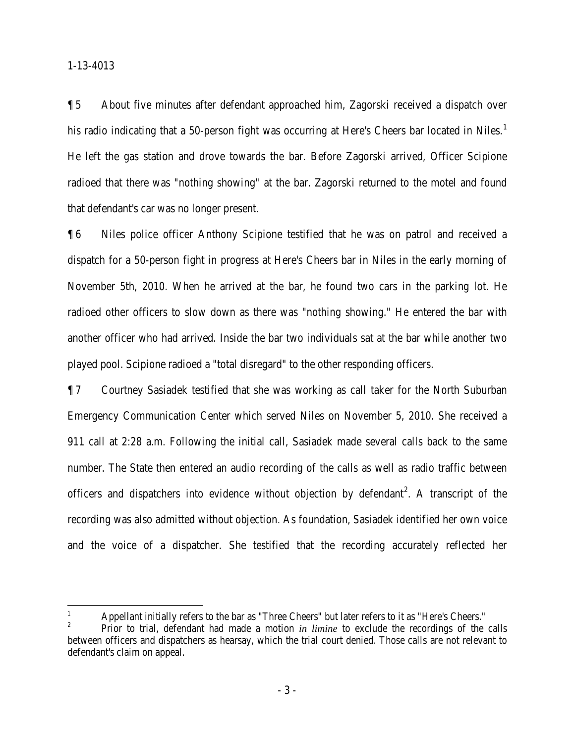¶ 5 About five minutes after defendant approached him, Zagorski received a dispatch over his radio indicating that a 50-person fight was occurring at Here's Cheers bar located in Niles.[1] He left the gas station and drove towards the bar. Before Zagorski arrived, Officer Scipione radioed that there was "nothing showing" at the bar. Zagorski returned to the motel and found that defendant's car was no longer present.

¶ 6 Niles police officer Anthony Scipione testified that he was on patrol and received a dispatch for a 50-person fight in progress at Here's Cheers bar in Niles in the early morning of November 5th, 2010. When he arrived at the bar, he found two cars in the parking lot. He radioed other officers to slow down as there was "nothing showing." He entered the bar with another officer who had arrived. Inside the bar two individuals sat at the bar while another two played pool. Scipione radioed a "total disregard" to the other responding officers.

¶ 7 Courtney Sasiadek testified that she was working as call taker for the North Suburban Emergency Communication Center which served Niles on November 5, 2010. She received a 911 call at 2:28 a.m. Following the initial call, Sasiadek made several calls back to the same number. The State then entered an audio recording of the calls as well as radio traffic between officers and dispatchers into evidence without objection by defendant[2]. A transcript of the recording was also admitted without objection. As foundation, Sasiadek identified her own voice and the voice of a dispatcher. She testified that the recording accurately reflected her

---

[1] Appellant initially refers to the bar as "Three Cheers" but later refers to it as "Here's Cheers."

[2] Prior to trial, defendant had made a motion *in limine* to exclude the recordings of the calls between officers and dispatchers as hearsay, which the trial court denied. Those calls are not relevant to defendant's claim on appeal.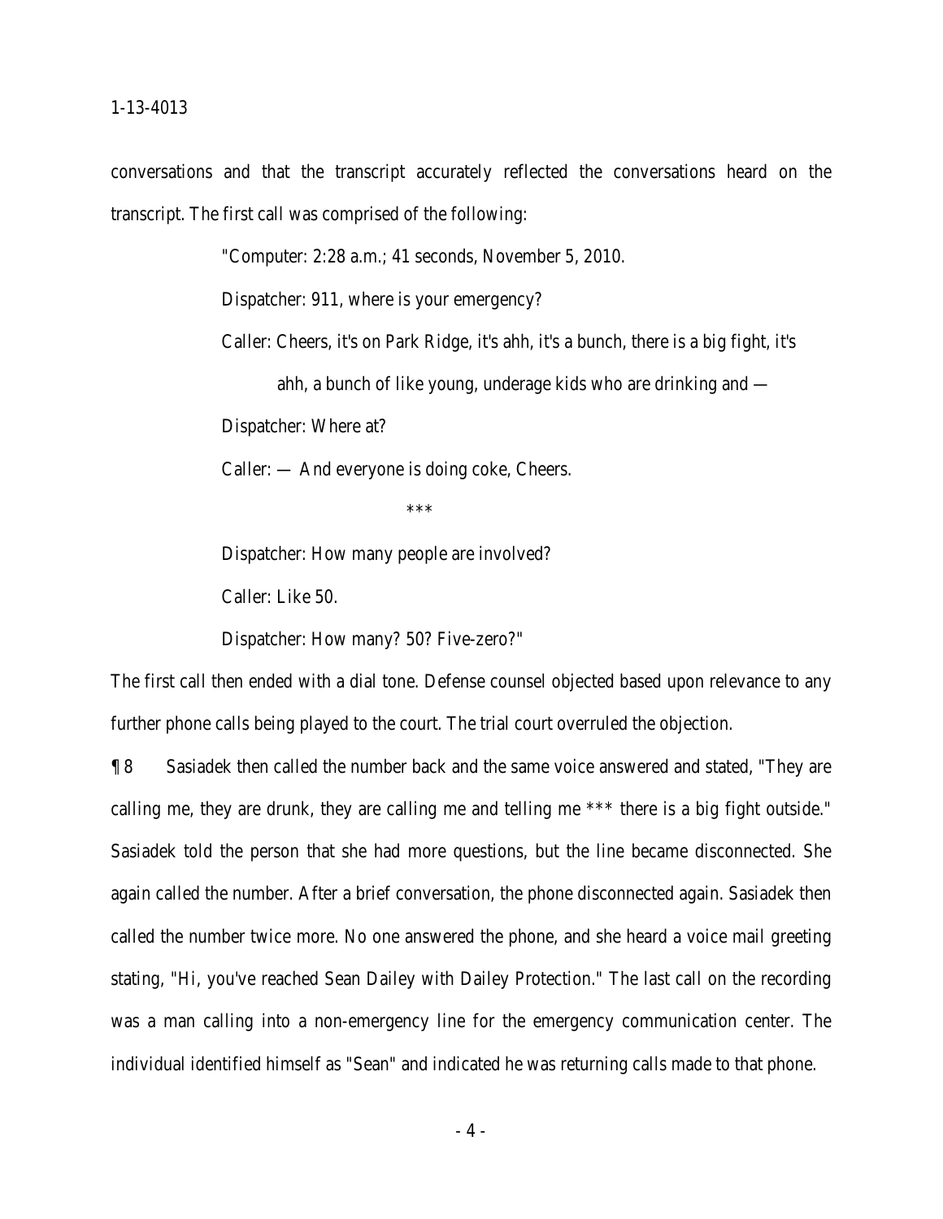conversations and that the transcript accurately reflected the conversations heard on the transcript. The first call was comprised of the following:

> "Computer: 2:28 a.m.; 41 seconds, November 5, 2010.
>
> Dispatcher: 911, where is your emergency?
>
> Caller: Cheers, it's on Park Ridge, it's ahh, it's a bunch, there is a big fight, it's ahh, a bunch of like young, underage kids who are drinking and —
>
> Dispatcher: Where at?
>
> Caller: — And everyone is doing coke, Cheers.
>
> \*\*\*
>
> Dispatcher: How many people are involved?
>
> Caller: Like 50.
>
> Dispatcher: How many? 50? Five-zero?"

The first call then ended with a dial tone. Defense counsel objected based upon relevance to any further phone calls being played to the court. The trial court overruled the objection.

¶ 8 Sasiadek then called the number back and the same voice answered and stated, "They are calling me, they are drunk, they are calling me and telling me *** there is a big fight outside." Sasiadek told the person that she had more questions, but the line became disconnected. She again called the number. After a brief conversation, the phone disconnected again. Sasiadek then called the number twice more. No one answered the phone, and she heard a voice mail greeting stating, "Hi, you've reached Sean Dailey with Dailey Protection." The last call on the recording was a man calling into a non-emergency line for the emergency communication center. The individual identified himself as "Sean" and indicated he was returning calls made to that phone.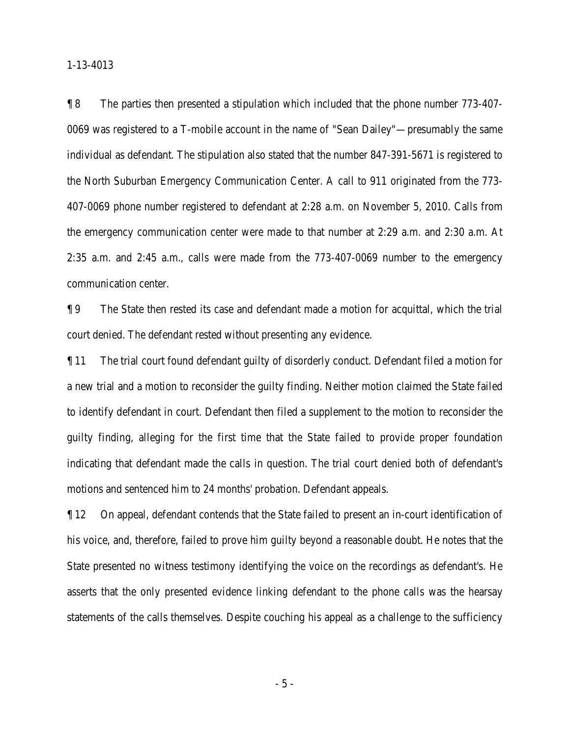¶ 8 The parties then presented a stipulation which included that the phone number 773-407-0069 was registered to a T-mobile account in the name of "Sean Dailey"—presumably the same individual as defendant. The stipulation also stated that the number 847-391-5671 is registered to the North Suburban Emergency Communication Center. A call to 911 originated from the 773-407-0069 phone number registered to defendant at 2:28 a.m. on November 5, 2010. Calls from the emergency communication center were made to that number at 2:29 a.m. and 2:30 a.m. At 2:35 a.m. and 2:45 a.m., calls were made from the 773-407-0069 number to the emergency communication center.

¶ 9 The State then rested its case and defendant made a motion for acquittal, which the trial court denied. The defendant rested without presenting any evidence.

¶ 11 The trial court found defendant guilty of disorderly conduct. Defendant filed a motion for a new trial and a motion to reconsider the guilty finding. Neither motion claimed the State failed to identify defendant in court. Defendant then filed a supplement to the motion to reconsider the guilty finding, alleging for the first time that the State failed to provide proper foundation indicating that defendant made the calls in question. The trial court denied both of defendant's motions and sentenced him to 24 months' probation. Defendant appeals.

¶ 12 On appeal, defendant contends that the State failed to present an in-court identification of his voice, and, therefore, failed to prove him guilty beyond a reasonable doubt. He notes that the State presented no witness testimony identifying the voice on the recordings as defendant's. He asserts that the only presented evidence linking defendant to the phone calls was the hearsay statements of the calls themselves. Despite couching his appeal as a challenge to the sufficiency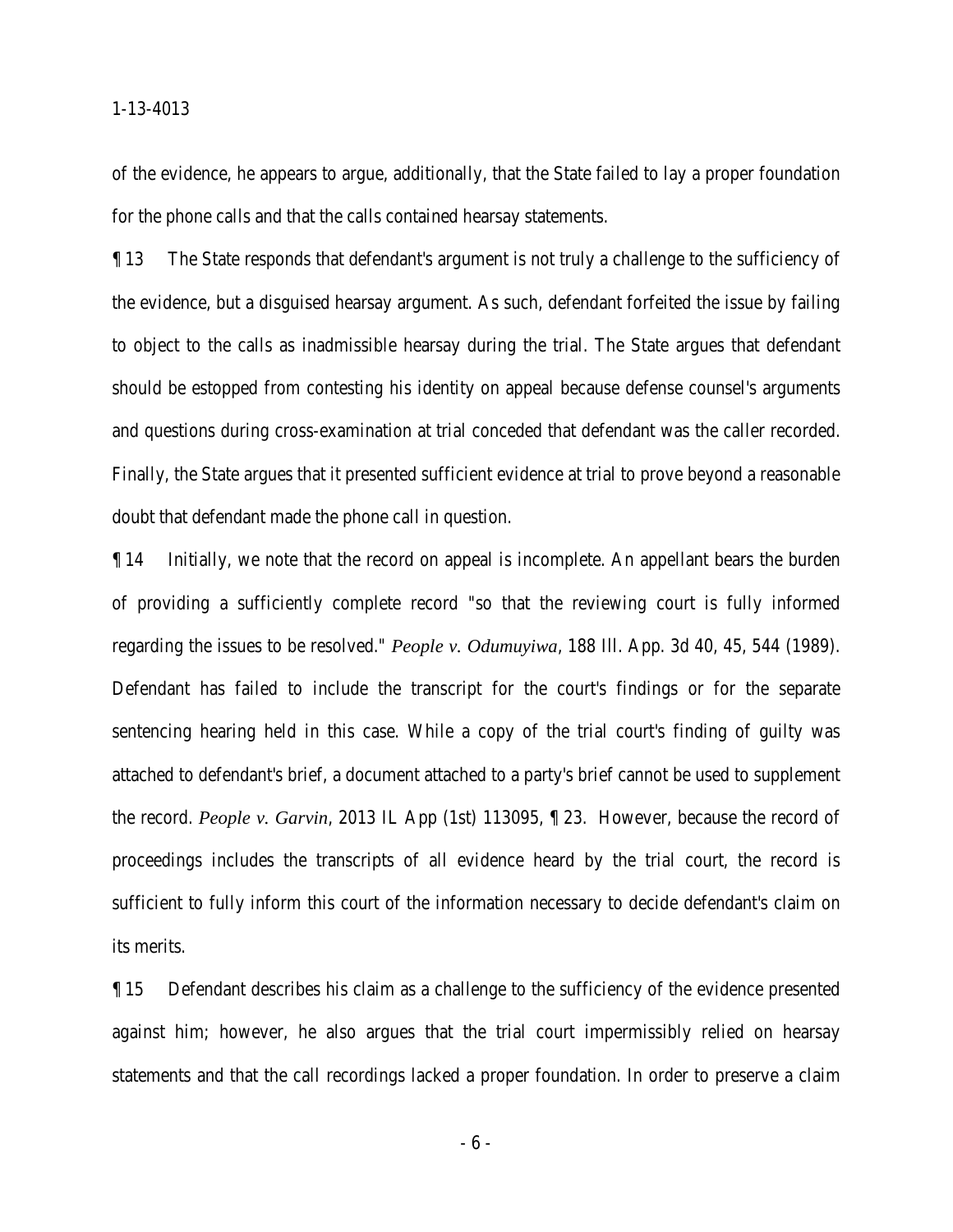of the evidence, he appears to argue, additionally, that the State failed to lay a proper foundation for the phone calls and that the calls contained hearsay statements.

¶ 13 The State responds that defendant's argument is not truly a challenge to the sufficiency of the evidence, but a disguised hearsay argument. As such, defendant forfeited the issue by failing to object to the calls as inadmissible hearsay during the trial. The State argues that defendant should be estopped from contesting his identity on appeal because defense counsel's arguments and questions during cross-examination at trial conceded that defendant was the caller recorded. Finally, the State argues that it presented sufficient evidence at trial to prove beyond a reasonable doubt that defendant made the phone call in question.

¶ 14 Initially, we note that the record on appeal is incomplete. An appellant bears the burden of providing a sufficiently complete record "so that the reviewing court is fully informed regarding the issues to be resolved." *People v. Odumuyiwa*, 188 Ill. App. 3d 40, 45, 544 (1989). Defendant has failed to include the transcript for the court's findings or for the separate sentencing hearing held in this case. While a copy of the trial court's finding of guilty was attached to defendant's brief, a document attached to a party's brief cannot be used to supplement the record. *People v. Garvin*, 2013 IL App (1st) 113095, ¶ 23. However, because the record of proceedings includes the transcripts of all evidence heard by the trial court, the record is sufficient to fully inform this court of the information necessary to decide defendant's claim on its merits.

¶ 15 Defendant describes his claim as a challenge to the sufficiency of the evidence presented against him; however, he also argues that the trial court impermissibly relied on hearsay statements and that the call recordings lacked a proper foundation. In order to preserve a claim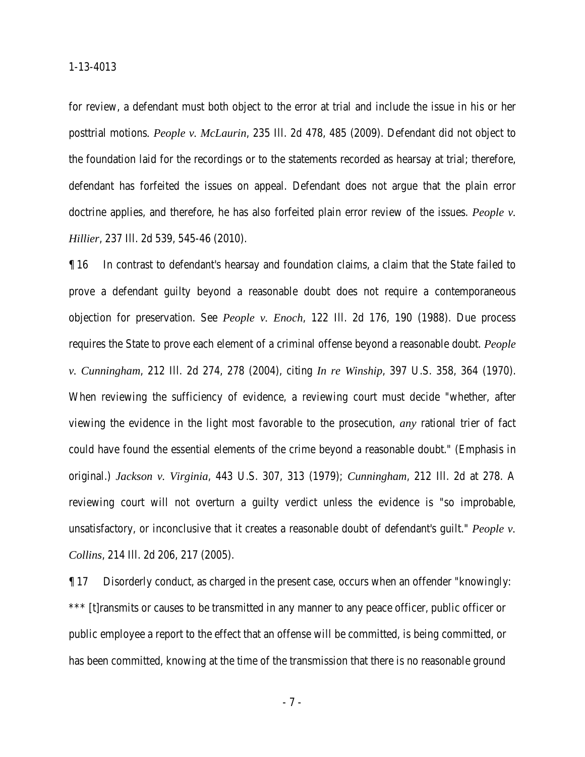for review, a defendant must both object to the error at trial and include the issue in his or her posttrial motions. *People v. McLaurin*, 235 Ill. 2d 478, 485 (2009). Defendant did not object to the foundation laid for the recordings or to the statements recorded as hearsay at trial; therefore, defendant has forfeited the issues on appeal. Defendant does not argue that the plain error doctrine applies, and therefore, he has also forfeited plain error review of the issues. *People v. Hillier*, 237 Ill. 2d 539, 545-46 (2010).

¶ 16 In contrast to defendant's hearsay and foundation claims, a claim that the State failed to prove a defendant guilty beyond a reasonable doubt does not require a contemporaneous objection for preservation. See *People v. Enoch*, 122 Ill. 2d 176, 190 (1988). Due process requires the State to prove each element of a criminal offense beyond a reasonable doubt. *People v. Cunningham*, 212 Ill. 2d 274, 278 (2004), citing *In re Winship*, 397 U.S. 358, 364 (1970). When reviewing the sufficiency of evidence, a reviewing court must decide "whether, after viewing the evidence in the light most favorable to the prosecution, *any* rational trier of fact could have found the essential elements of the crime beyond a reasonable doubt." (Emphasis in original.) *Jackson v. Virginia*, 443 U.S. 307, 313 (1979); *Cunningham*, 212 Ill. 2d at 278. A reviewing court will not overturn a guilty verdict unless the evidence is "so improbable, unsatisfactory, or inconclusive that it creates a reasonable doubt of defendant's guilt." *People v. Collins*, 214 Ill. 2d 206, 217 (2005).

¶ 17 Disorderly conduct, as charged in the present case, occurs when an offender "knowingly: *** [t]ransmits or causes to be transmitted in any manner to any peace officer, public officer or public employee a report to the effect that an offense will be committed, is being committed, or has been committed, knowing at the time of the transmission that there is no reasonable ground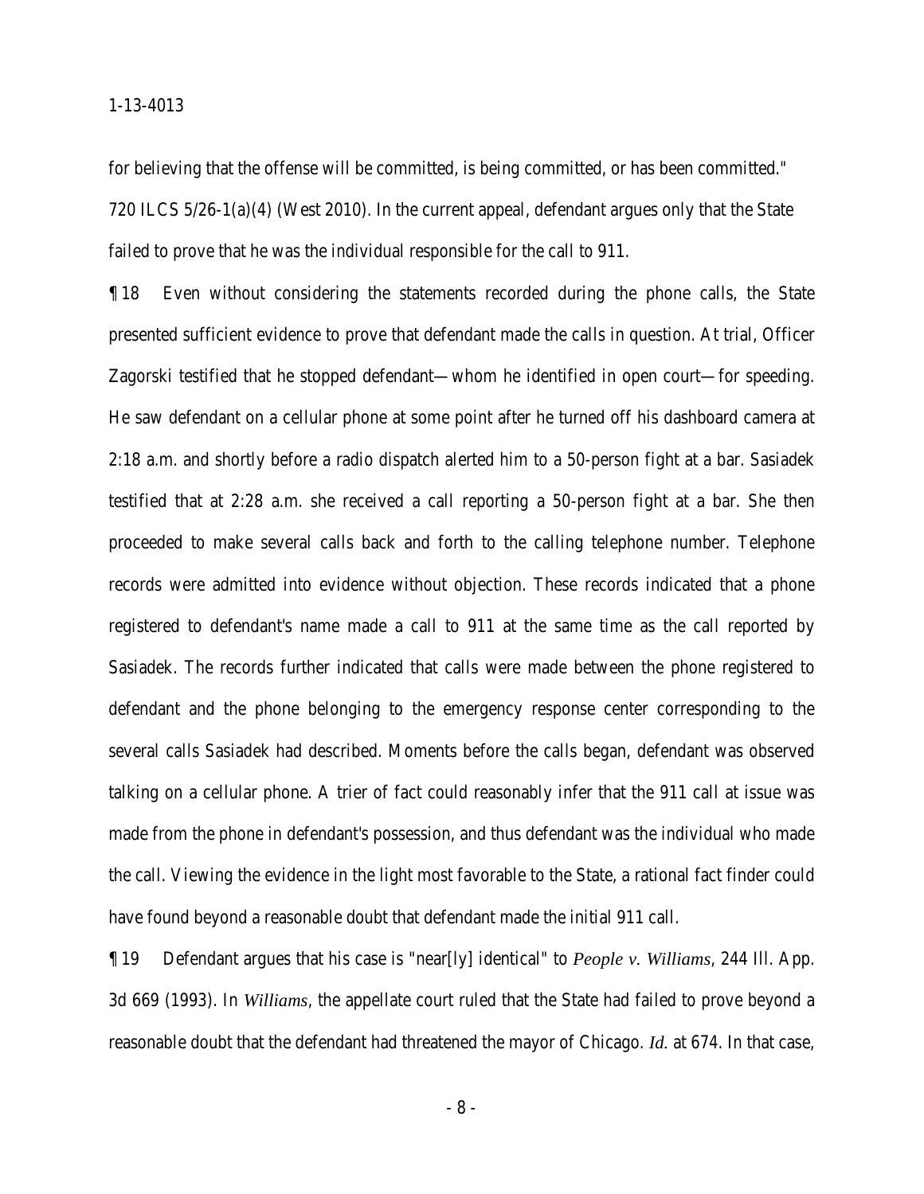for believing that the offense will be committed, is being committed, or has been committed." 720 ILCS 5/26-1(a)(4) (West 2010). In the current appeal, defendant argues only that the State failed to prove that he was the individual responsible for the call to 911.

¶ 18 Even without considering the statements recorded during the phone calls, the State presented sufficient evidence to prove that defendant made the calls in question. At trial, Officer Zagorski testified that he stopped defendant—whom he identified in open court—for speeding. He saw defendant on a cellular phone at some point after he turned off his dashboard camera at 2:18 a.m. and shortly before a radio dispatch alerted him to a 50-person fight at a bar. Sasiadek testified that at 2:28 a.m. she received a call reporting a 50-person fight at a bar. She then proceeded to make several calls back and forth to the calling telephone number. Telephone records were admitted into evidence without objection. These records indicated that a phone registered to defendant's name made a call to 911 at the same time as the call reported by Sasiadek. The records further indicated that calls were made between the phone registered to defendant and the phone belonging to the emergency response center corresponding to the several calls Sasiadek had described. Moments before the calls began, defendant was observed talking on a cellular phone. A trier of fact could reasonably infer that the 911 call at issue was made from the phone in defendant's possession, and thus defendant was the individual who made the call. Viewing the evidence in the light most favorable to the State, a rational fact finder could have found beyond a reasonable doubt that defendant made the initial 911 call.

¶ 19 Defendant argues that his case is "near[ly] identical" to *People v. Williams*, 244 Ill. App. 3d 669 (1993). In *Williams*, the appellate court ruled that the State had failed to prove beyond a reasonable doubt that the defendant had threatened the mayor of Chicago. *Id.* at 674. In that case,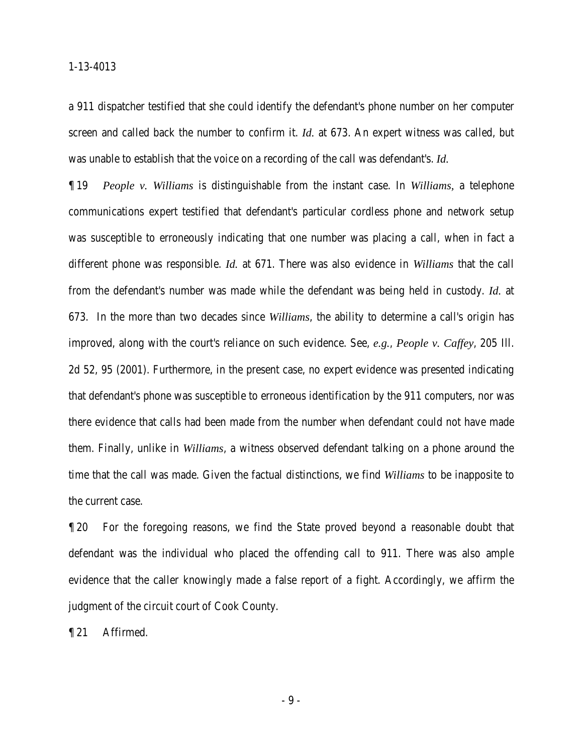a 911 dispatcher testified that she could identify the defendant's phone number on her computer screen and called back the number to confirm it. *Id.* at 673. An expert witness was called, but was unable to establish that the voice on a recording of the call was defendant's. *Id.*

¶ 19 *People v. Williams* is distinguishable from the instant case. In *Williams*, a telephone communications expert testified that defendant's particular cordless phone and network setup was susceptible to erroneously indicating that one number was placing a call, when in fact a different phone was responsible. *Id.* at 671. There was also evidence in *Williams* that the call from the defendant's number was made while the defendant was being held in custody. *Id.* at 673. In the more than two decades since *Williams*, the ability to determine a call's origin has improved, along with the court's reliance on such evidence. See, *e.g.*, *People v. Caffey*, 205 Ill. 2d 52, 95 (2001). Furthermore, in the present case, no expert evidence was presented indicating that defendant's phone was susceptible to erroneous identification by the 911 computers, nor was there evidence that calls had been made from the number when defendant could not have made them. Finally, unlike in *Williams*, a witness observed defendant talking on a phone around the time that the call was made. Given the factual distinctions, we find *Williams* to be inapposite to the current case.

¶ 20 For the foregoing reasons, we find the State proved beyond a reasonable doubt that defendant was the individual who placed the offending call to 911. There was also ample evidence that the caller knowingly made a false report of a fight. Accordingly, we affirm the judgment of the circuit court of Cook County.

¶ 21 Affirmed.